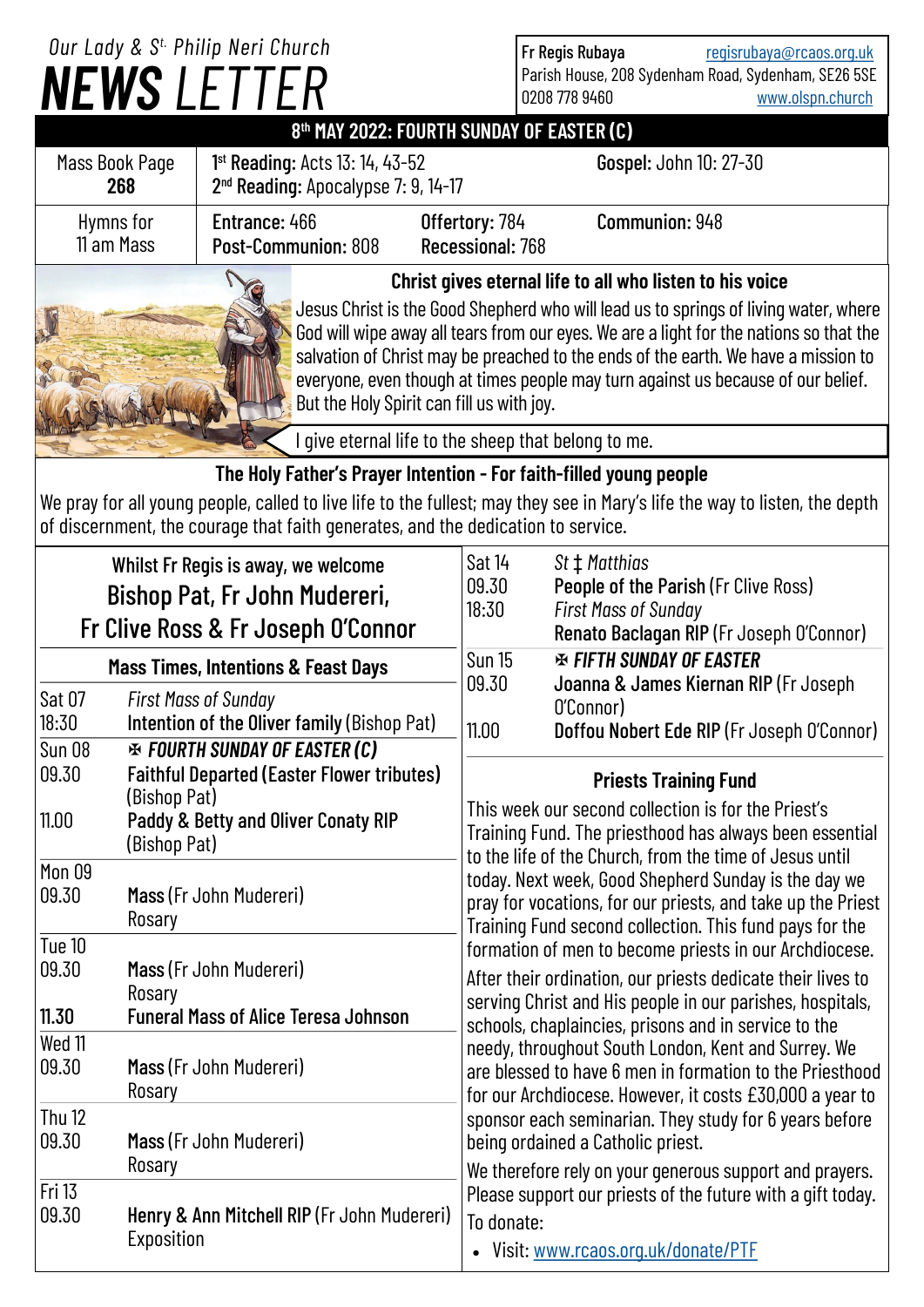*Our Lady & St. Philip Neri Church*

# NEWS LETTER

Fr Regis Rubaya regisrubaya@rcaos.org.uk
Parish House, 208 Sydenham Road, Sydenham, SE26 5SE
0208 778 9460 www.olspn.church

## 8th MAY 2022: FOURTH SUNDAY OF EASTER (C)

| Mass Book Page 268 | 1st Reading: Acts 13: 14, 43-52<br>2nd Reading: Apocalypse 7: 9, 14-17 | | Gospel: John 10: 27-30 |
|---|---|---|---|
| Hymns for 11 am Mass | Entrance: 466<br>Post-Communion: 808 | Offertory: 784<br>Recessional: 768 | Communion: 948 |

### Christ gives eternal life to all who listen to his voice

Jesus Christ is the Good Shepherd who will lead us to springs of living water, where God will wipe away all tears from our eyes. We are a light for the nations so that the salvation of Christ may be preached to the ends of the earth. We have a mission to everyone, even though at times people may turn against us because of our belief. But the Holy Spirit can fill us with joy.

I give eternal life to the sheep that belong to me.

### The Holy Father's Prayer Intention - For faith-filled young people

We pray for all young people, called to live life to the fullest; may they see in Mary's life the way to listen, the depth of discernment, the courage that faith generates, and the dedication to service.

Whilst Fr Regis is away, we welcome
**Bishop Pat, Fr John Mudereri, Fr Clive Ross & Fr Joseph O'Connor**

### Mass Times, Intentions & Feast Days

| | |
|---|---|
| Sat 07<br>18:30 | *First Mass of Sunday*<br>**Intention of the Oliver family** (Bishop Pat) |
| Sun 08<br>09.30<br><br>11.00 | ✠ ***FOURTH SUNDAY OF EASTER (C)***<br>**Faithful Departed (Easter Flower tributes)** (Bishop Pat)<br>**Paddy & Betty and Oliver Conaty RIP** (Bishop Pat) |
| Mon 09<br>09.30 | **Mass** (Fr John Mudereri)<br>Rosary |
| Tue 10<br>09.30<br><br>11.30 | **Mass** (Fr John Mudereri)<br>Rosary<br>**Funeral Mass of Alice Teresa Johnson** |
| Wed 11<br>09.30 | **Mass** (Fr John Mudereri)<br>Rosary |
| Thu 12<br>09.30 | **Mass** (Fr John Mudereri)<br>Rosary |
| Fri 13<br>09.30 | **Henry & Ann Mitchell RIP** (Fr John Mudereri)<br>Exposition |
| Sat 14<br>09.30<br>18:30 | *St ‡ Matthias*<br>**People of the Parish** (Fr Clive Ross)<br>*First Mass of Sunday*<br>**Renato Baclagan RIP** (Fr Joseph O'Connor) |
| Sun 15<br>09.30<br><br>11.00 | ✠ ***FIFTH SUNDAY OF EASTER***<br>**Joanna & James Kiernan RIP** (Fr Joseph O'Connor)<br>**Doffou Nobert Ede RIP** (Fr Joseph O'Connor) |

### Priests Training Fund

This week our second collection is for the Priest's Training Fund. The priesthood has always been essential to the life of the Church, from the time of Jesus until today. Next week, Good Shepherd Sunday is the day we pray for vocations, for our priests, and take up the Priest Training Fund second collection. This fund pays for the formation of men to become priests in our Archdiocese.

After their ordination, our priests dedicate their lives to serving Christ and His people in our parishes, hospitals, schools, chaplaincies, prisons and in service to the needy, throughout South London, Kent and Surrey. We are blessed to have 6 men in formation to the Priesthood for our Archdiocese. However, it costs £30,000 a year to sponsor each seminarian. They study for 6 years before being ordained a Catholic priest.

We therefore rely on your generous support and prayers. Please support our priests of the future with a gift today. To donate:

- Visit: www.rcaos.org.uk/donate/PTF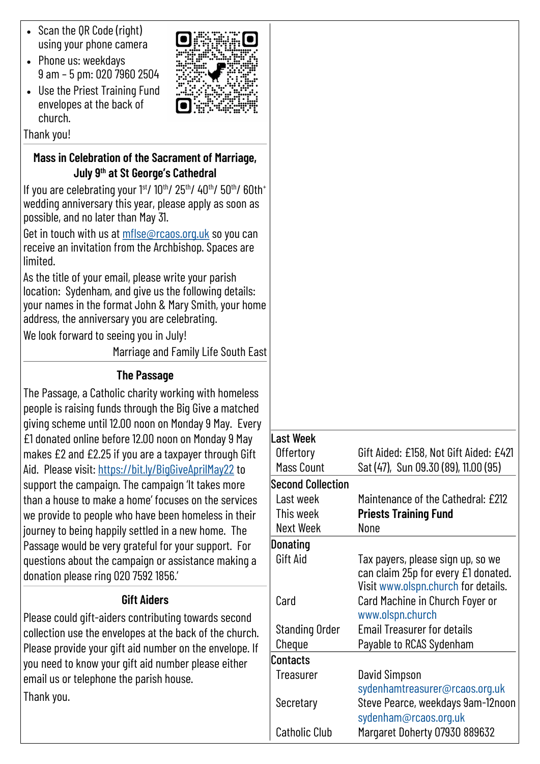- Scan the QR Code (right) using your phone camera
- Phone us: weekdays 9 am – 5 pm: 020 7960 2504
- Use the Priest Training Fund envelopes at the back of church.

Thank you!

### Mass in Celebration of the Sacrament of Marriage, July 9th at St George's Cathedral

If you are celebrating your 1st/ 10th/ 25th/ 40th/ 50th/ 60th+ wedding anniversary this year, please apply as soon as possible, and no later than May 31.

Get in touch with us at mflse@rcaos.org.uk so you can receive an invitation from the Archbishop. Spaces are limited.

As the title of your email, please write your parish location: Sydenham, and give us the following details: your names in the format John & Mary Smith, your home address, the anniversary you are celebrating.

We look forward to seeing you in July!

Marriage and Family Life South East

### The Passage

The Passage, a Catholic charity working with homeless people is raising funds through the Big Give a matched giving scheme until 12.00 noon on Monday 9 May. Every £1 donated online before 12.00 noon on Monday 9 May makes £2 and £2.25 if you are a taxpayer through Gift Aid. Please visit: https://bit.ly/BigGiveAprilMay22 to support the campaign. The campaign 'It takes more than a house to make a home' focuses on the services we provide to people who have been homeless in their journey to being happily settled in a new home. The Passage would be very grateful for your support. For questions about the campaign or assistance making a donation please ring 020 7592 1856.'

### Gift Aiders

Please could gift-aiders contributing towards second collection use the envelopes at the back of the church. Please provide your gift aid number on the envelope. If you need to know your gift aid number please either email us or telephone the parish house.

Thank you.

| | |
|---|---|
| **Last Week** | |
| Offertory | Gift Aided: £158, Not Gift Aided: £421 |
| Mass Count | Sat (47), Sun 09.30 (89), 11.00 (95) |
| **Second Collection** | |
| Last week | Maintenance of the Cathedral: £212 |
| This week | **Priests Training Fund** |
| Next Week | None |
| **Donating** | |
| Gift Aid | Tax payers, please sign up, so we can claim 25p for every £1 donated. Visit www.olspn.church for details. |
| Card | Card Machine in Church Foyer or www.olspn.church |
| Standing Order | Email Treasurer for details |
| Cheque | Payable to RCAS Sydenham |
| **Contacts** | |
| Treasurer | David Simpson sydenhamtreasurer@rcaos.org.uk |
| Secretary | Steve Pearce, weekdays 9am-12noon sydenham@rcaos.org.uk |
| Catholic Club | Margaret Doherty 07930 889632 |